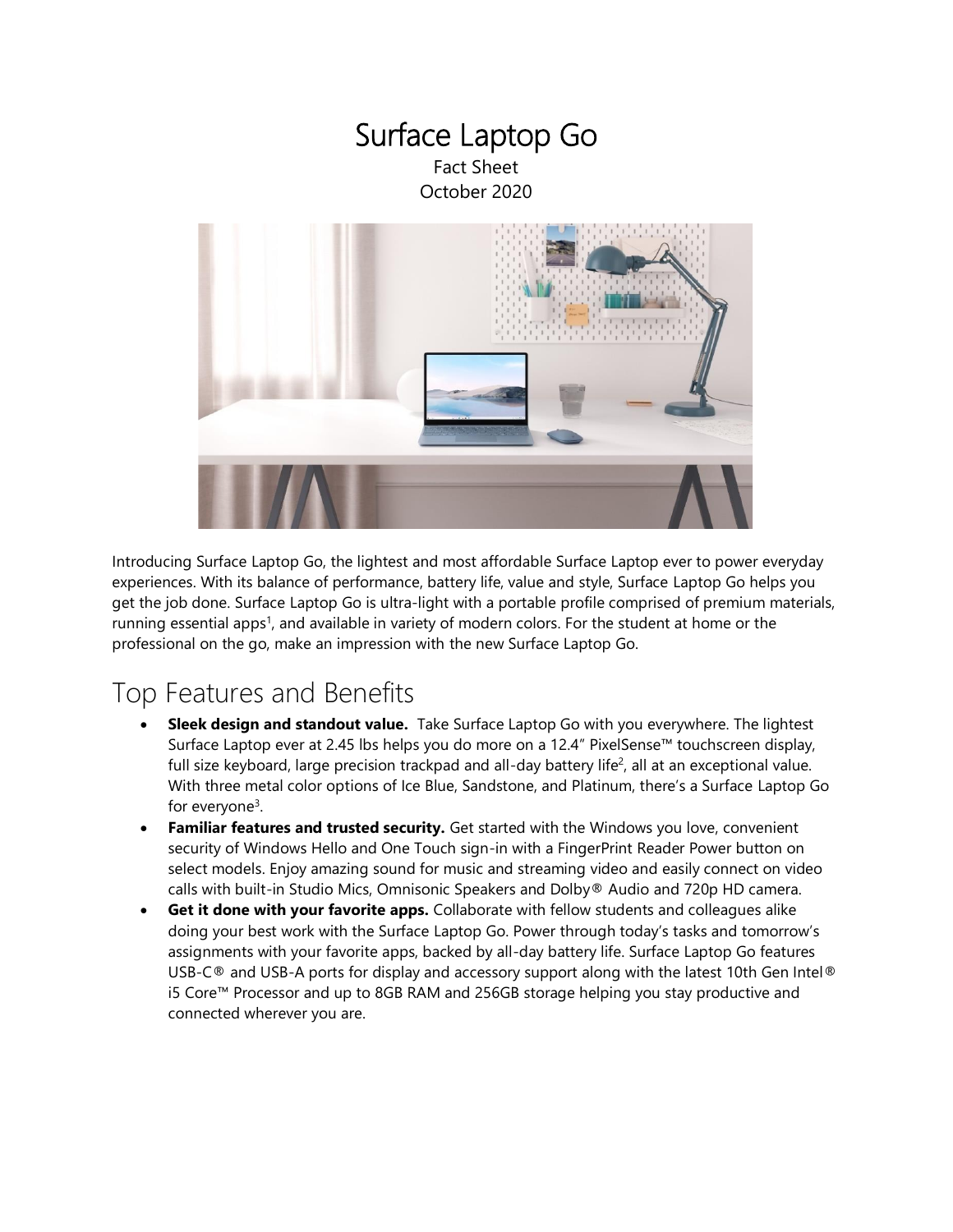# Surface Laptop Go

Fact Sheet
October 2020

Introducing Surface Laptop Go, the lightest and most affordable Surface Laptop ever to power everyday experiences. With its balance of performance, battery life, value and style, Surface Laptop Go helps you get the job done. Surface Laptop Go is ultra-light with a portable profile comprised of premium materials, running essential apps[1], and available in variety of modern colors. For the student at home or the professional on the go, make an impression with the new Surface Laptop Go.

## Top Features and Benefits

- **Sleek design and standout value.** Take Surface Laptop Go with you everywhere. The lightest Surface Laptop ever at 2.45 lbs helps you do more on a 12.4" PixelSense™ touchscreen display, full size keyboard, large precision trackpad and all-day battery life[2], all at an exceptional value. With three metal color options of Ice Blue, Sandstone, and Platinum, there's a Surface Laptop Go for everyone[3].
- **Familiar features and trusted security.** Get started with the Windows you love, convenient security of Windows Hello and One Touch sign-in with a FingerPrint Reader Power button on select models. Enjoy amazing sound for music and streaming video and easily connect on video calls with built-in Studio Mics, Omnisonic Speakers and Dolby® Audio and 720p HD camera.
- **Get it done with your favorite apps.** Collaborate with fellow students and colleagues alike doing your best work with the Surface Laptop Go. Power through today's tasks and tomorrow's assignments with your favorite apps, backed by all-day battery life. Surface Laptop Go features USB-C® and USB-A ports for display and accessory support along with the latest 10th Gen Intel® i5 Core™ Processor and up to 8GB RAM and 256GB storage helping you stay productive and connected wherever you are.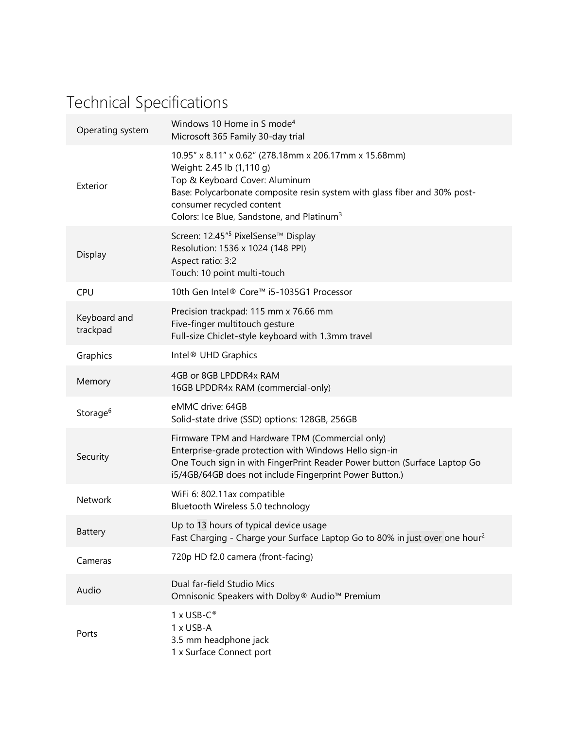# Technical Specifications

| | |
|---|---|
| Operating system | Windows 10 Home in S mode[4]<br>Microsoft 365 Family 30-day trial |
| Exterior | 10.95" x 8.11" x 0.62" (278.18mm x 206.17mm x 15.68mm)<br>Weight: 2.45 lb (1,110 g)<br>Top & Keyboard Cover: Aluminum<br>Base: Polycarbonate composite resin system with glass fiber and 30% post-consumer recycled content<br>Colors: Ice Blue, Sandstone, and Platinum[3] |
| Display | Screen: 12.45"[5] PixelSense™ Display<br>Resolution: 1536 x 1024 (148 PPI)<br>Aspect ratio: 3:2<br>Touch: 10 point multi-touch |
| CPU | 10th Gen Intel® Core™ i5-1035G1 Processor |
| Keyboard and trackpad | Precision trackpad: 115 mm x 76.66 mm<br>Five-finger multitouch gesture<br>Full-size Chiclet-style keyboard with 1.3mm travel |
| Graphics | Intel® UHD Graphics |
| Memory | 4GB or 8GB LPDDR4x RAM<br>16GB LPDDR4x RAM (commercial-only) |
| Storage[6] | eMMC drive: 64GB<br>Solid-state drive (SSD) options: 128GB, 256GB |
| Security | Firmware TPM and Hardware TPM (Commercial only)<br>Enterprise-grade protection with Windows Hello sign-in<br>One Touch sign in with FingerPrint Reader Power button (Surface Laptop Go i5/4GB/64GB does not include Fingerprint Power Button.) |
| Network | WiFi 6: 802.11ax compatible<br>Bluetooth Wireless 5.0 technology |
| Battery | Up to 13 hours of typical device usage<br>Fast Charging - Charge your Surface Laptop Go to 80% in just over one hour[2] |
| Cameras | 720p HD f2.0 camera (front-facing) |
| Audio | Dual far-field Studio Mics<br>Omnisonic Speakers with Dolby® Audio™ Premium |
| Ports | 1 x USB-C®<br>1 x USB-A<br>3.5 mm headphone jack<br>1 x Surface Connect port |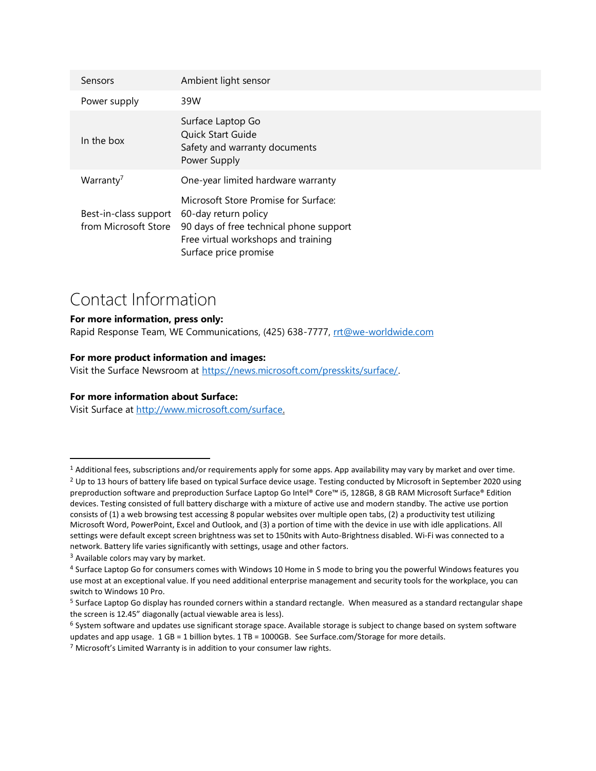| | |
|---|---|
| Sensors | Ambient light sensor |
| Power supply | 39W |
| In the box | Surface Laptop Go<br>Quick Start Guide<br>Safety and warranty documents<br>Power Supply |
| Warranty[7] | One-year limited hardware warranty |
| Best-in-class support from Microsoft Store | Microsoft Store Promise for Surface:<br>60-day return policy<br>90 days of free technical phone support<br>Free virtual workshops and training<br>Surface price promise |

# Contact Information

**For more information, press only:**
Rapid Response Team, WE Communications, (425) 638-7777, rrt@we-worldwide.com

**For more product information and images:**
Visit the Surface Newsroom at https://news.microsoft.com/presskits/surface/.

**For more information about Surface:**
Visit Surface at http://www.microsoft.com/surface.

---

[1] Additional fees, subscriptions and/or requirements apply for some apps. App availability may vary by market and over time.

[2] Up to 13 hours of battery life based on typical Surface device usage. Testing conducted by Microsoft in September 2020 using preproduction software and preproduction Surface Laptop Go Intel® Core™ i5, 128GB, 8 GB RAM Microsoft Surface® Edition devices. Testing consisted of full battery discharge with a mixture of active use and modern standby. The active use portion consists of (1) a web browsing test accessing 8 popular websites over multiple open tabs, (2) a productivity test utilizing Microsoft Word, PowerPoint, Excel and Outlook, and (3) a portion of time with the device in use with idle applications. All settings were default except screen brightness was set to 150nits with Auto-Brightness disabled. Wi-Fi was connected to a network. Battery life varies significantly with settings, usage and other factors.

[3] Available colors may vary by market.

[4] Surface Laptop Go for consumers comes with Windows 10 Home in S mode to bring you the powerful Windows features you use most at an exceptional value. If you need additional enterprise management and security tools for the workplace, you can switch to Windows 10 Pro.

[5] Surface Laptop Go display has rounded corners within a standard rectangle. When measured as a standard rectangular shape the screen is 12.45" diagonally (actual viewable area is less).

[6] System software and updates use significant storage space. Available storage is subject to change based on system software updates and app usage. 1 GB = 1 billion bytes. 1 TB = 1000GB. See Surface.com/Storage for more details.

[7] Microsoft's Limited Warranty is in addition to your consumer law rights.